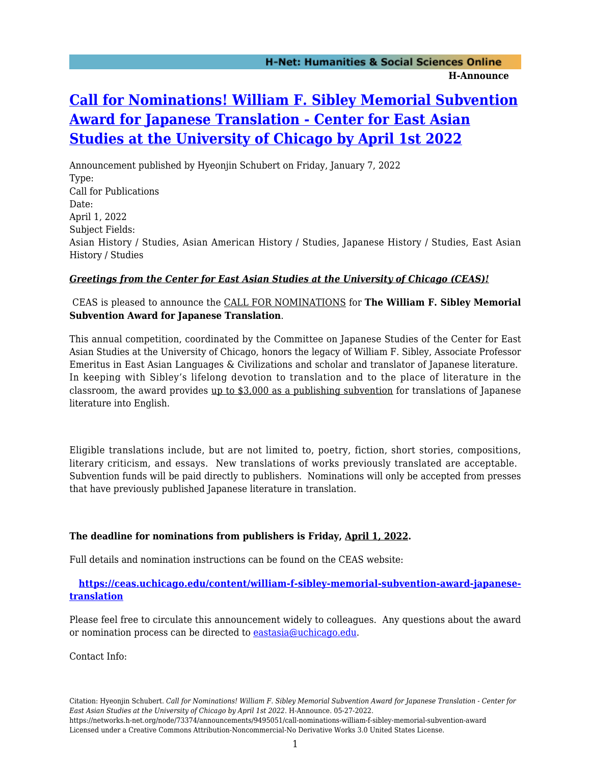# [Call for Nominations! William F. Sibley Memorial Subvention Award for Japanese Translation - Center for East Asian Studies at the University of Chicago by April 1st 2022](https://networks.h-net.org/node/73374/announcements/9495051/call-nominations-william-f-sibley-memorial-subvention-award)

Announcement published by Hyeonjin Schubert on Friday, January 7, 2022
Type:
Call for Publications
Date:
April 1, 2022
Subject Fields:
Asian History / Studies, Asian American History / Studies, Japanese History / Studies, East Asian History / Studies

***Greetings from the Center for East Asian Studies at the University of Chicago (CEAS)!***

CEAS is pleased to announce the CALL FOR NOMINATIONS for **The William F. Sibley Memorial Subvention Award for Japanese Translation**.

This annual competition, coordinated by the Committee on Japanese Studies of the Center for East Asian Studies at the University of Chicago, honors the legacy of William F. Sibley, Associate Professor Emeritus in East Asian Languages & Civilizations and scholar and translator of Japanese literature. In keeping with Sibley's lifelong devotion to translation and to the place of literature in the classroom, the award provides up to $3,000 as a publishing subvention for translations of Japanese literature into English.

Eligible translations include, but are not limited to, poetry, fiction, short stories, compositions, literary criticism, and essays. New translations of works previously translated are acceptable. Subvention funds will be paid directly to publishers. Nominations will only be accepted from presses that have previously published Japanese literature in translation.

**The deadline for nominations from publishers is Friday, April 1, 2022.**

Full details and nomination instructions can be found on the CEAS website:

**[https://ceas.uchicago.edu/content/william-f-sibley-memorial-subvention-award-japanese-translation](https://ceas.uchicago.edu/content/william-f-sibley-memorial-subvention-award-japanese-translation)**

Please feel free to circulate this announcement widely to colleagues. Any questions about the award or nomination process can be directed to [eastasia@uchicago.edu](mailto:eastasia@uchicago.edu).

Contact Info:

Citation: Hyeonjin Schubert. *Call for Nominations! William F. Sibley Memorial Subvention Award for Japanese Translation - Center for East Asian Studies at the University of Chicago by April 1st 2022*. H-Announce. 05-27-2022.
https://networks.h-net.org/node/73374/announcements/9495051/call-nominations-william-f-sibley-memorial-subvention-award
Licensed under a Creative Commons Attribution-Noncommercial-No Derivative Works 3.0 United States License.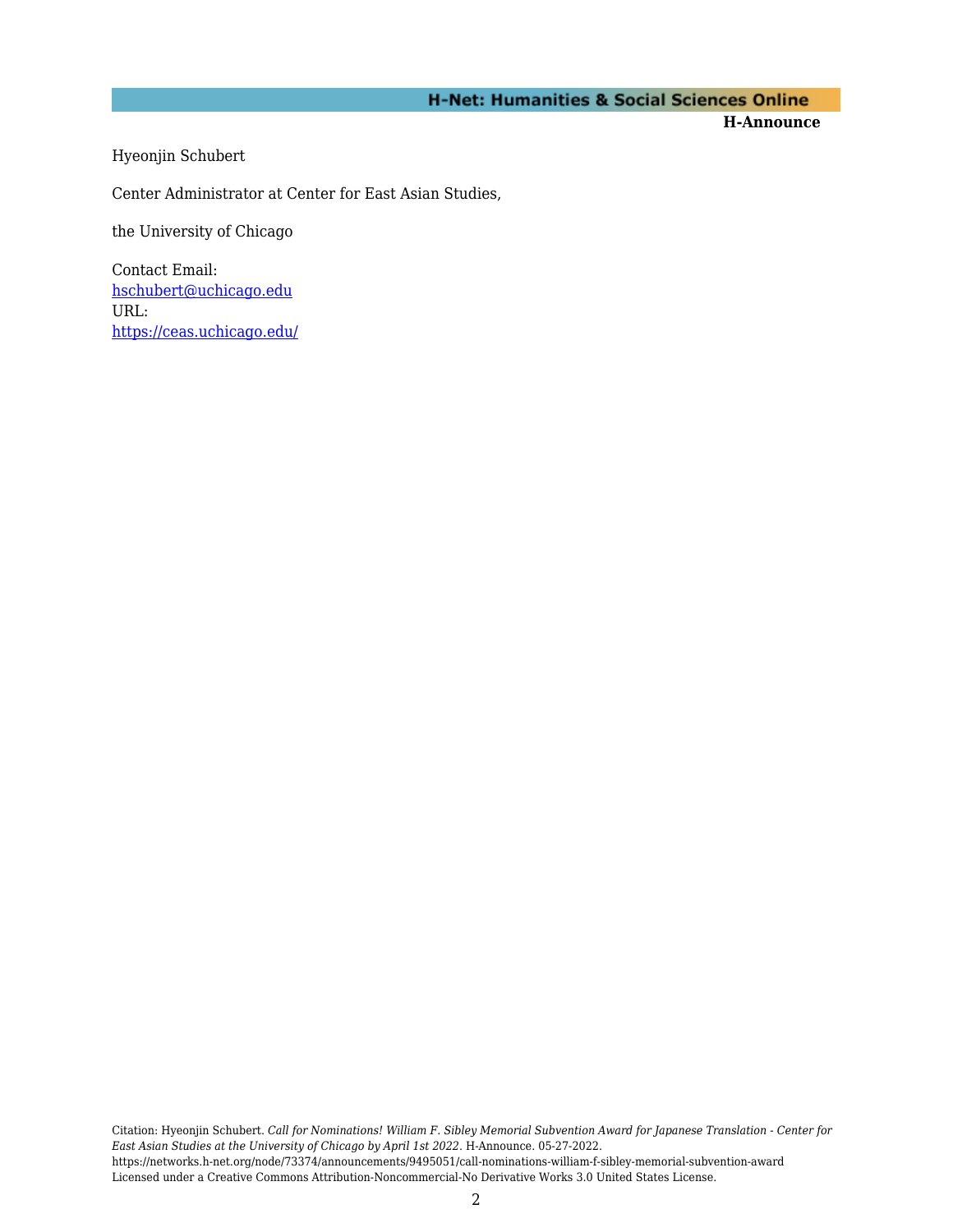Hyeonjin Schubert

Center Administrator at Center for East Asian Studies,

the University of Chicago

Contact Email:
hschubert@uchicago.edu
URL:
https://ceas.uchicago.edu/